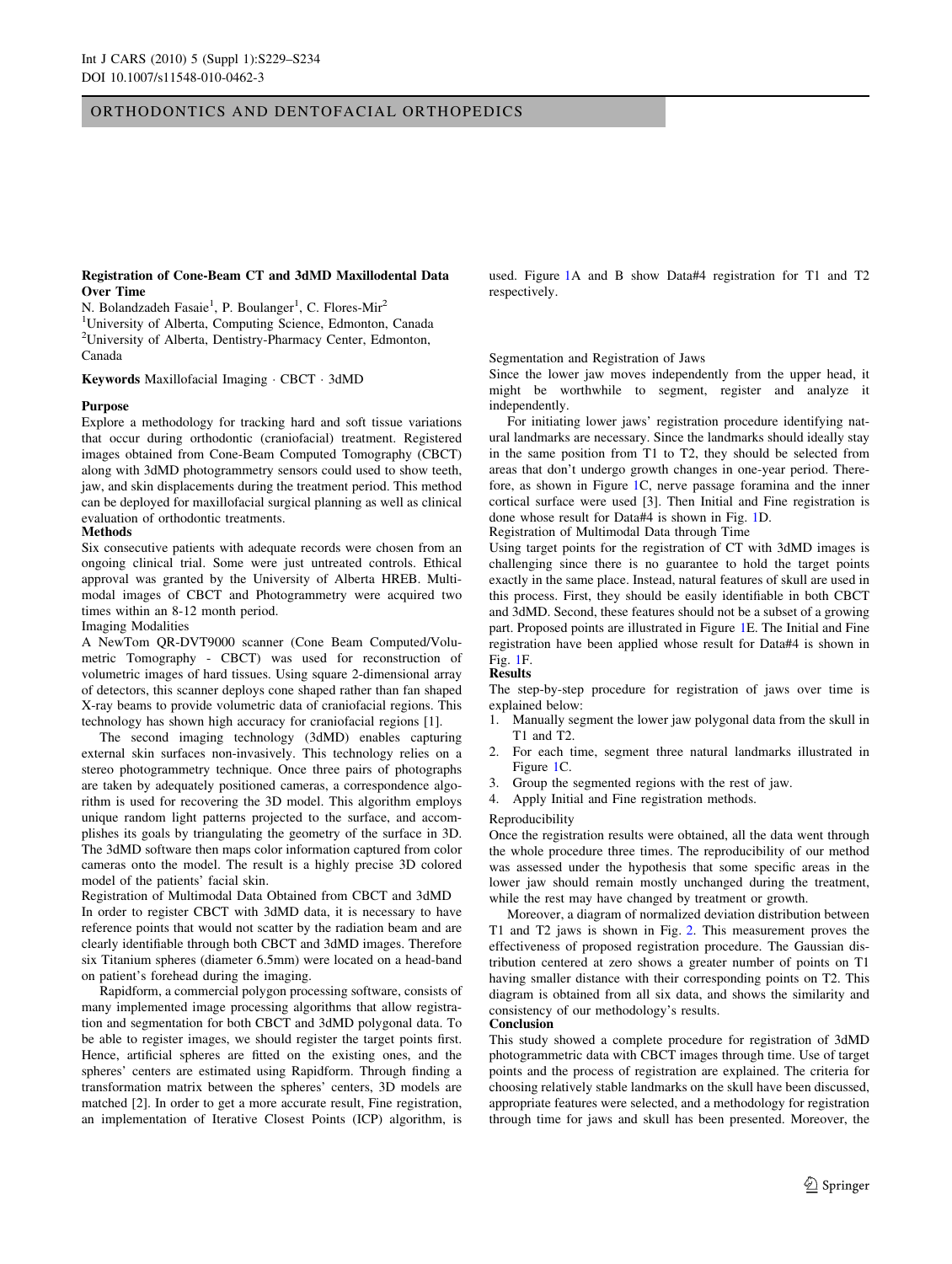# ORTHODONTICS AND DENTOFACIAL ORTHOPEDICS

## Registration of Cone-Beam CT and 3dMD Maxillodental Data Over Time

N. Bolandzadeh Fasaie[1], P. Boulanger[1], C. Flores-Mir[2]

[1]University of Alberta, Computing Science, Edmonton, Canada
[2]University of Alberta, Dentistry-Pharmacy Center, Edmonton, Canada

**Keywords** Maxillofacial Imaging · CBCT · 3dMD

### Purpose

Explore a methodology for tracking hard and soft tissue variations that occur during orthodontic (craniofacial) treatment. Registered images obtained from Cone-Beam Computed Tomography (CBCT) along with 3dMD photogrammetry sensors could used to show teeth, jaw, and skin displacements during the treatment period. This method can be deployed for maxillofacial surgical planning as well as clinical evaluation of orthodontic treatments.

### Methods

Six consecutive patients with adequate records were chosen from an ongoing clinical trial. Some were just untreated controls. Ethical approval was granted by the University of Alberta HREB. Multimodal images of CBCT and Photogrammetry were acquired two times within an 8-12 month period.

Imaging Modalities

A NewTom QR-DVT9000 scanner (Cone Beam Computed/Volumetric Tomography - CBCT) was used for reconstruction of volumetric images of hard tissues. Using square 2-dimensional array of detectors, this scanner deploys cone shaped rather than fan shaped X-ray beams to provide volumetric data of craniofacial regions. This technology has shown high accuracy for craniofacial regions [1].

The second imaging technology (3dMD) enables capturing external skin surfaces non-invasively. This technology relies on a stereo photogrammetry technique. Once three pairs of photographs are taken by adequately positioned cameras, a correspondence algorithm is used for recovering the 3D model. This algorithm employs unique random light patterns projected to the surface, and accomplishes its goals by triangulating the geometry of the surface in 3D. The 3dMD software then maps color information captured from color cameras onto the model. The result is a highly precise 3D colored model of the patients' facial skin.

Registration of Multimodal Data Obtained from CBCT and 3dMD

In order to register CBCT with 3dMD data, it is necessary to have reference points that would not scatter by the radiation beam and are clearly identifiable through both CBCT and 3dMD images. Therefore six Titanium spheres (diameter 6.5mm) were located on a head-band on patient's forehead during the imaging.

Rapidform, a commercial polygon processing software, consists of many implemented image processing algorithms that allow registration and segmentation for both CBCT and 3dMD polygonal data. To be able to register images, we should register the target points first. Hence, artificial spheres are fitted on the existing ones, and the spheres' centers are estimated using Rapidform. Through finding a transformation matrix between the spheres' centers, 3D models are matched [2]. In order to get a more accurate result, Fine registration, an implementation of Iterative Closest Points (ICP) algorithm, is used. Figure 1A and B show Data#4 registration for T1 and T2 respectively.

Segmentation and Registration of Jaws

Since the lower jaw moves independently from the upper head, it might be worthwhile to segment, register and analyze it independently.

For initiating lower jaws' registration procedure identifying natural landmarks are necessary. Since the landmarks should ideally stay in the same position from T1 to T2, they should be selected from areas that don't undergo growth changes in one-year period. Therefore, as shown in Figure 1C, nerve passage foramina and the inner cortical surface were used [3]. Then Initial and Fine registration is done whose result for Data#4 is shown in Fig. 1D.

Registration of Multimodal Data through Time

Using target points for the registration of CT with 3dMD images is challenging since there is no guarantee to hold the target points exactly in the same place. Instead, natural features of skull are used in this process. First, they should be easily identifiable in both CBCT and 3dMD. Second, these features should not be a subset of a growing part. Proposed points are illustrated in Figure 1E. The Initial and Fine registration have been applied whose result for Data#4 is shown in Fig. 1F.

### Results

The step-by-step procedure for registration of jaws over time is explained below:

1. Manually segment the lower jaw polygonal data from the skull in T1 and T2.
2. For each time, segment three natural landmarks illustrated in Figure 1C.
3. Group the segmented regions with the rest of jaw.
4. Apply Initial and Fine registration methods.

Reproducibility

Once the registration results were obtained, all the data went through the whole procedure three times. The reproducibility of our method was assessed under the hypothesis that some specific areas in the lower jaw should remain mostly unchanged during the treatment, while the rest may have changed by treatment or growth.

Moreover, a diagram of normalized deviation distribution between T1 and T2 jaws is shown in Fig. 2. This measurement proves the effectiveness of proposed registration procedure. The Gaussian distribution centered at zero shows a greater number of points on T1 having smaller distance with their corresponding points on T2. This diagram is obtained from all six data, and shows the similarity and consistency of our methodology's results.

### Conclusion

This study showed a complete procedure for registration of 3dMD photogrammetric data with CBCT images through time. Use of target points and the process of registration are explained. The criteria for choosing relatively stable landmarks on the skull have been discussed, appropriate features were selected, and a methodology for registration through time for jaws and skull has been presented. Moreover, the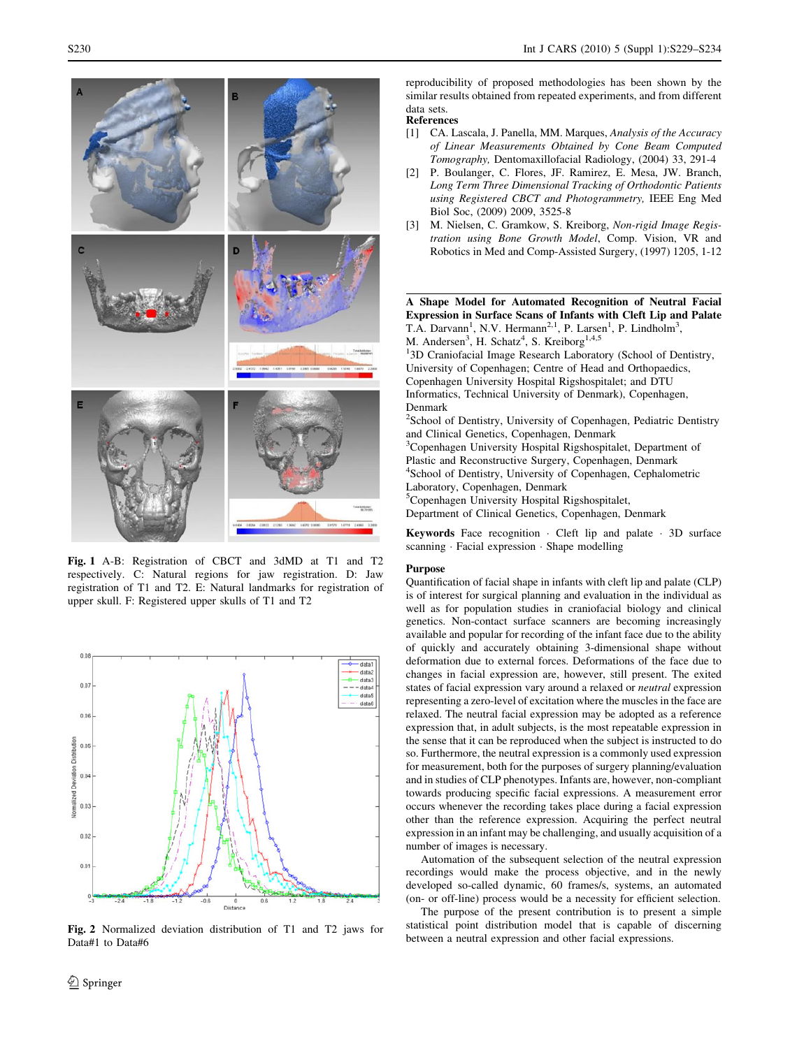Fig. 1 A-B: Registration of CBCT and 3dMD at T1 and T2 respectively. C: Natural regions for jaw registration. D: Jaw registration of T1 and T2. E: Natural landmarks for registration of upper skull. F: Registered upper skulls of T1 and T2

Fig. 2 Normalized deviation distribution of T1 and T2 jaws for Data#1 to Data#6

reproducibility of proposed methodologies has been shown by the similar results obtained from repeated experiments, and from different data sets.

**References**

[1] CA. Lascala, J. Panella, MM. Marques, *Analysis of the Accuracy of Linear Measurements Obtained by Cone Beam Computed Tomography,* Dentomaxillofacial Radiology, (2004) 33, 291-4

[2] P. Boulanger, C. Flores, JF. Ramirez, E. Mesa, JW. Branch, *Long Term Three Dimensional Tracking of Orthodontic Patients using Registered CBCT and Photogrammetry,* IEEE Eng Med Biol Soc, (2009) 2009, 3525-8

[3] M. Nielsen, C. Gramkow, S. Kreiborg, *Non-rigid Image Registration using Bone Growth Model*, Comp. Vision, VR and Robotics in Med and Comp-Assisted Surgery, (1997) 1205, 1-12

## A Shape Model for Automated Recognition of Neutral Facial Expression in Surface Scans of Infants with Cleft Lip and Palate

T.A. Darvann[1], N.V. Hermann[2,1], P. Larsen[1], P. Lindholm[3], M. Andersen[3], H. Schatz[4], S. Kreiborg[1,4,5]

[1]3D Craniofacial Image Research Laboratory (School of Dentistry, University of Copenhagen; Centre of Head and Orthopaedics, Copenhagen University Hospital Rigshospitalet; and DTU Informatics, Technical University of Denmark), Copenhagen, Denmark

[2]School of Dentistry, University of Copenhagen, Pediatric Dentistry and Clinical Genetics, Copenhagen, Denmark

[3]Copenhagen University Hospital Rigshospitalet, Department of Plastic and Reconstructive Surgery, Copenhagen, Denmark

[4]School of Dentistry, University of Copenhagen, Cephalometric Laboratory, Copenhagen, Denmark

[5]Copenhagen University Hospital Rigshospitalet, Department of Clinical Genetics, Copenhagen, Denmark

**Keywords** Face recognition · Cleft lip and palate · 3D surface scanning · Facial expression · Shape modelling

### Purpose

Quantification of facial shape in infants with cleft lip and palate (CLP) is of interest for surgical planning and evaluation in the individual as well as for population studies in craniofacial biology and clinical genetics. Non-contact surface scanners are becoming increasingly available and popular for recording of the infant face due to the ability of quickly and accurately obtaining 3-dimensional shape without deformation due to external forces. Deformations of the face due to changes in facial expression are, however, still present. The exited states of facial expression vary around a relaxed or *neutral* expression representing a zero-level of excitation where the muscles in the face are relaxed. The neutral facial expression may be adopted as a reference expression that, in adult subjects, is the most repeatable expression in the sense that it can be reproduced when the subject is instructed to do so. Furthermore, the neutral expression is a commonly used expression for measurement, both for the purposes of surgery planning/evaluation and in studies of CLP phenotypes. Infants are, however, non-compliant towards producing specific facial expressions. A measurement error occurs whenever the recording takes place during a facial expression other than the reference expression. Acquiring the perfect neutral expression in an infant may be challenging, and usually acquisition of a number of images is necessary.

Automation of the subsequent selection of the neutral expression recordings would make the process objective, and in the newly developed so-called dynamic, 60 frames/s, systems, an automated (on- or off-line) process would be a necessity for efficient selection.

The purpose of the present contribution is to present a simple statistical point distribution model that is capable of discerning between a neutral expression and other facial expressions.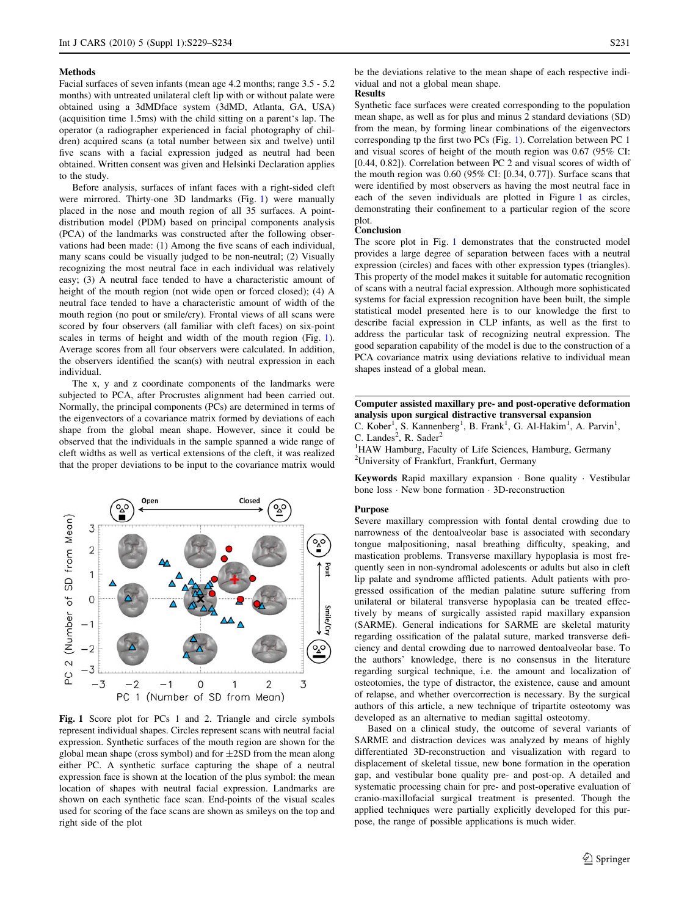### Methods

Facial surfaces of seven infants (mean age 4.2 months; range 3.5 - 5.2 months) with untreated unilateral cleft lip with or without palate were obtained using a 3dMDface system (3dMD, Atlanta, GA, USA) (acquisition time 1.5ms) with the child sitting on a parent's lap. The operator (a radiographer experienced in facial photography of children) acquired scans (a total number between six and twelve) until five scans with a facial expression judged as neutral had been obtained. Written consent was given and Helsinki Declaration applies to the study.

Before analysis, surfaces of infant faces with a right-sided cleft were mirrored. Thirty-one 3D landmarks (Fig. 1) were manually placed in the nose and mouth region of all 35 surfaces. A point-distribution model (PDM) based on principal components analysis (PCA) of the landmarks was constructed after the following observations had been made: (1) Among the five scans of each individual, many scans could be visually judged to be non-neutral; (2) Visually recognizing the most neutral face in each individual was relatively easy; (3) A neutral face tended to have a characteristic amount of height of the mouth region (not wide open or forced closed); (4) A neutral face tended to have a characteristic amount of width of the mouth region (no pout or smile/cry). Frontal views of all scans were scored by four observers (all familiar with cleft faces) on six-point scales in terms of height and width of the mouth region (Fig. 1). Average scores from all four observers were calculated. In addition, the observers identified the scan(s) with neutral expression in each individual.

The x, y and z coordinate components of the landmarks were subjected to PCA, after Procrustes alignment had been carried out. Normally, the principal components (PCs) are determined in terms of the eigenvectors of a covariance matrix formed by deviations of each shape from the global mean shape. However, since it could be observed that the individuals in the sample spanned a wide range of cleft widths as well as vertical extensions of the cleft, it was realized that the proper deviations to be input to the covariance matrix would be the deviations relative to the mean shape of each respective individual and not a global mean shape.

Fig. 1 Score plot for PCs 1 and 2. Triangle and circle symbols represent individual shapes. Circles represent scans with neutral facial expression. Synthetic surfaces of the mouth region are shown for the global mean shape (cross symbol) and for ±2SD from the mean along either PC. A synthetic surface capturing the shape of a neutral expression face is shown at the location of the plus symbol: the mean location of shapes with neutral facial expression. Landmarks are shown on each synthetic face scan. End-points of the visual scales used for scoring of the face scans are shown as smileys on the top and right side of the plot

### Results

Synthetic face surfaces were created corresponding to the population mean shape, as well as for plus and minus 2 standard deviations (SD) from the mean, by forming linear combinations of the eigenvectors corresponding tp the first two PCs (Fig. 1). Correlation between PC 1 and visual scores of height of the mouth region was 0.67 (95% CI: [0.44, 0.82]). Correlation between PC 2 and visual scores of width of the mouth region was 0.60 (95% CI: [0.34, 0.77]). Surface scans that were identified by most observers as having the most neutral face in each of the seven individuals are plotted in Figure 1 as circles, demonstrating their confinement to a particular region of the score plot.

### Conclusion

The score plot in Fig. 1 demonstrates that the constructed model provides a large degree of separation between faces with a neutral expression (circles) and faces with other expression types (triangles). This property of the model makes it suitable for automatic recognition of scans with a neutral facial expression. Although more sophisticated systems for facial expression recognition have been built, the simple statistical model presented here is to our knowledge the first to describe facial expression in CLP infants, as well as the first to address the particular task of recognizing neutral expression. The good separation capability of the model is due to the construction of a PCA covariance matrix using deviations relative to individual mean shapes instead of a global mean.

## Computer assisted maxillary pre- and post-operative deformation analysis upon surgical distractive transversal expansion

C. Kober[1], S. Kannenberg[1], B. Frank[1], G. Al-Hakim[1], A. Parvin[1], C. Landes[2], R. Sader[2]

[1]HAW Hamburg, Faculty of Life Sciences, Hamburg, Germany

[2]University of Frankfurt, Frankfurt, Germany

**Keywords** Rapid maxillary expansion · Bone quality · Vestibular bone loss · New bone formation · 3D-reconstruction

### Purpose

Severe maxillary compression with fontal dental crowding due to narrowness of the dentoalveolar base is associated with secondary tongue malpositioning, nasal breathing difficulty, speaking, and mastication problems. Transverse maxillary hypoplasia is most frequently seen in non-syndromal adolescents or adults but also in cleft lip palate and syndrome afflicted patients. Adult patients with progressed ossification of the median palatine suture suffering from unilateral or bilateral transverse hypoplasia can be treated effectively by means of surgically assisted rapid maxillary expansion (SARME). General indications for SARME are skeletal maturity regarding ossification of the palatal suture, marked transverse deficiency and dental crowding due to narrowed dentoalveolar base. To the authors' knowledge, there is no consensus in the literature regarding surgical technique, i.e. the amount and localization of osteotomies, the type of distractor, the existence, cause and amount of relapse, and whether overcorrection is necessary. By the surgical authors of this article, a new technique of tripartite osteotomy was developed as an alternative to median sagittal osteotomy.

Based on a clinical study, the outcome of several variants of SARME and distraction devices was analyzed by means of highly differentiated 3D-reconstruction and visualization with regard to displacement of skeletal tissue, new bone formation in the operation gap, and vestibular bone quality pre- and post-op. A detailed and systematic processing chain for pre- and post-operative evaluation of cranio-maxillofacial surgical treatment is presented. Though the applied techniques were partially explicitly developed for this purpose, the range of possible applications is much wider.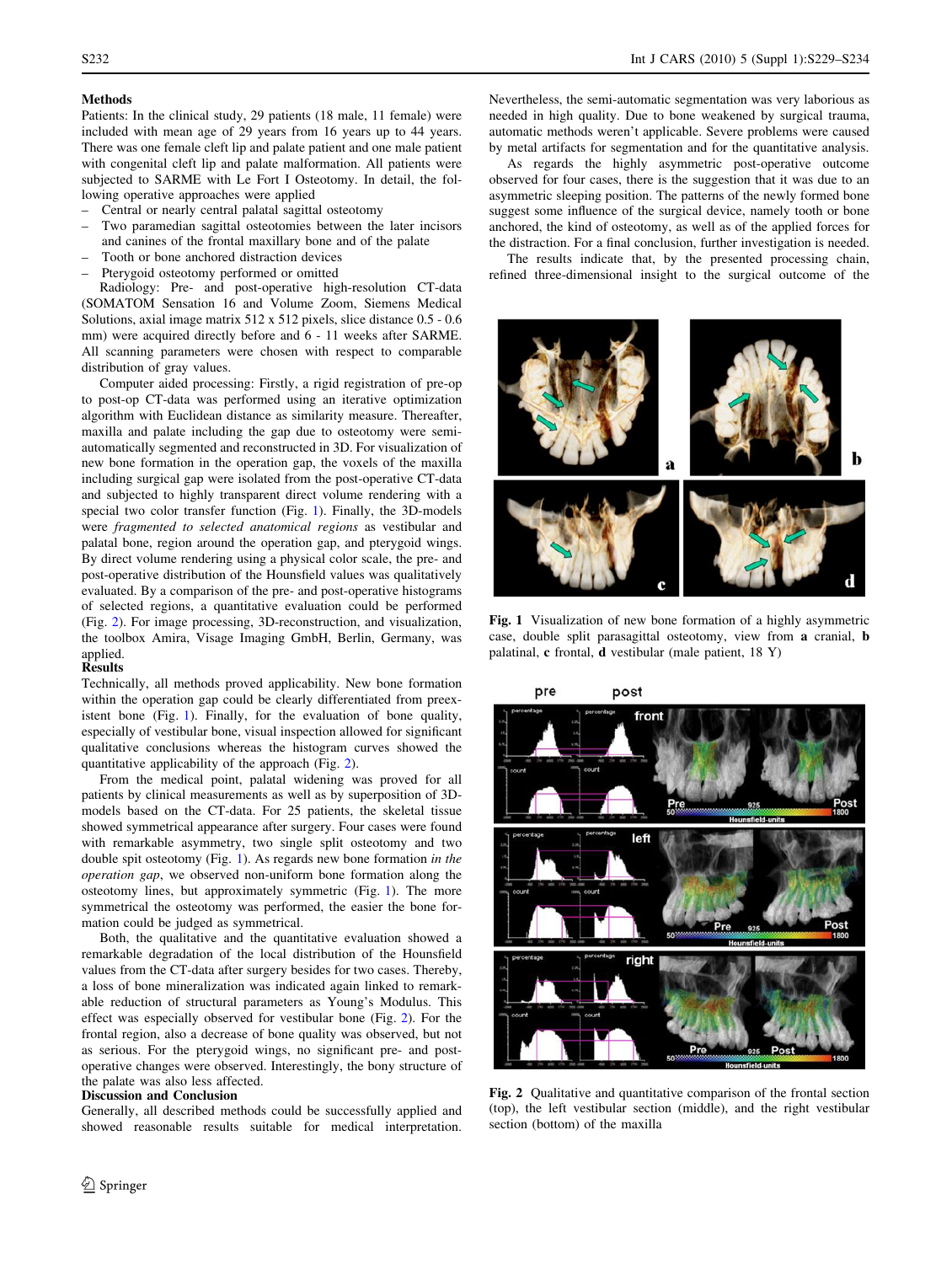### Methods

Patients: In the clinical study, 29 patients (18 male, 11 female) were included with mean age of 29 years from 16 years up to 44 years. There was one female cleft lip and palate patient and one male patient with congenital cleft lip and palate malformation. All patients were subjected to SARME with Le Fort I Osteotomy. In detail, the following operative approaches were applied

- Central or nearly central palatal sagittal osteotomy
- Two paramedian sagittal osteotomies between the later incisors and canines of the frontal maxillary bone and of the palate
- Tooth or bone anchored distraction devices
- Pterygoid osteotomy performed or omitted

Radiology: Pre- and post-operative high-resolution CT-data (SOMATOM Sensation 16 and Volume Zoom, Siemens Medical Solutions, axial image matrix 512 x 512 pixels, slice distance 0.5 - 0.6 mm) were acquired directly before and 6 - 11 weeks after SARME. All scanning parameters were chosen with respect to comparable distribution of gray values.

Computer aided processing: Firstly, a rigid registration of pre-op to post-op CT-data was performed using an iterative optimization algorithm with Euclidean distance as similarity measure. Thereafter, maxilla and palate including the gap due to osteotomy were semi-automatically segmented and reconstructed in 3D. For visualization of new bone formation in the operation gap, the voxels of the maxilla including surgical gap were isolated from the post-operative CT-data and subjected to highly transparent direct volume rendering with a special two color transfer function (Fig. 1). Finally, the 3D-models were *fragmented to selected anatomical regions* as vestibular and palatal bone, region around the operation gap, and pterygoid wings. By direct volume rendering using a physical color scale, the pre- and post-operative distribution of the Hounsfield values was qualitatively evaluated. By a comparison of the pre- and post-operative histograms of selected regions, a quantitative evaluation could be performed (Fig. 2). For image processing, 3D-reconstruction, and visualization, the toolbox Amira, Visage Imaging GmbH, Berlin, Germany, was applied.

### Results

Technically, all methods proved applicability. New bone formation within the operation gap could be clearly differentiated from preexistent bone (Fig. 1). Finally, for the evaluation of bone quality, especially of vestibular bone, visual inspection allowed for significant qualitative conclusions whereas the histogram curves showed the quantitative applicability of the approach (Fig. 2).

From the medical point, palatal widening was proved for all patients by clinical measurements as well as by superposition of 3D-models based on the CT-data. For 25 patients, the skeletal tissue showed symmetrical appearance after surgery. Four cases were found with remarkable asymmetry, two single split osteotomy and two double spit osteotomy (Fig. 1). As regards new bone formation *in the operation gap*, we observed non-uniform bone formation along the osteotomy lines, but approximately symmetric (Fig. 1). The more symmetrical the osteotomy was performed, the easier the bone formation could be judged as symmetrical.

Both, the qualitative and the quantitative evaluation showed a remarkable degradation of the local distribution of the Hounsfield values from the CT-data after surgery besides for two cases. Thereby, a loss of bone mineralization was indicated again linked to remarkable reduction of structural parameters as Young's Modulus. This effect was especially observed for vestibular bone (Fig. 2). For the frontal region, also a decrease of bone quality was observed, but not as serious. For the pterygoid wings, no significant pre- and post-operative changes were observed. Interestingly, the bony structure of the palate was also less affected.

### Discussion and Conclusion

Generally, all described methods could be successfully applied and showed reasonable results suitable for medical interpretation. Nevertheless, the semi-automatic segmentation was very laborious as needed in high quality. Due to bone weakened by surgical trauma, automatic methods weren't applicable. Severe problems were caused by metal artifacts for segmentation and for the quantitative analysis.

As regards the highly asymmetric post-operative outcome observed for four cases, there is the suggestion that it was due to an asymmetric sleeping position. The patterns of the newly formed bone suggest some influence of the surgical device, namely tooth or bone anchored, the kind of osteotomy, as well as of the applied forces for the distraction. For a final conclusion, further investigation is needed.

The results indicate that, by the presented processing chain, refined three-dimensional insight to the surgical outcome of the

**Fig. 1** Visualization of new bone formation of a highly asymmetric case, double split parasagittal osteotomy, view from **a** cranial, **b** palatinal, **c** frontal, **d** vestibular (male patient, 18 Y)

**Fig. 2** Qualitative and quantitative comparison of the frontal section (top), the left vestibular section (middle), and the right vestibular section (bottom) of the maxilla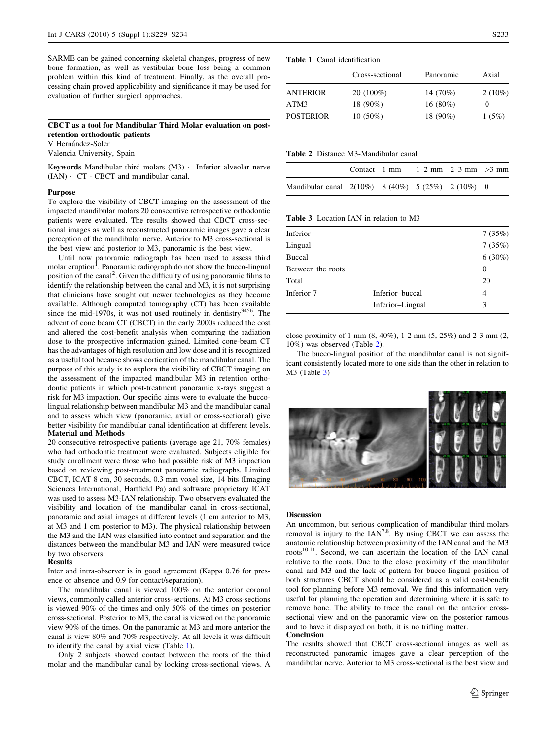SARME can be gained concerning skeletal changes, progress of new bone formation, as well as vestibular bone loss being a common problem within this kind of treatment. Finally, as the overall processing chain proved applicability and significance it may be used for evaluation of further surgical approaches.

## CBCT as a tool for Mandibular Third Molar evaluation on post-retention orthodontic patients

V Hernández-Soler

Valencia University, Spain

**Keywords** Mandibular third molars (M3) · Inferior alveolar nerve (IAN) · CT · CBCT and mandibular canal.

### Purpose

To explore the visibility of CBCT imaging on the assessment of the impacted mandibular molars 20 consecutive retrospective orthodontic patients were evaluated. The results showed that CBCT cross-sectional images as well as reconstructed panoramic images gave a clear perception of the mandibular nerve. Anterior to M3 cross-sectional is the best view and posterior to M3, panoramic is the best view.

Until now panoramic radiograph has been used to assess third molar eruption[1]. Panoramic radiograph do not show the bucco-lingual position of the canal[2]. Given the difficulty of using panoramic films to identify the relationship between the canal and M3, it is not surprising that clinicians have sought out newer technologies as they become available. Although computed tomography (CT) has been available since the mid-1970s, it was not used routinely in dentistry[3456]. The advent of cone beam CT (CBCT) in the early 2000s reduced the cost and altered the cost-benefit analysis when comparing the radiation dose to the prospective information gained. Limited cone-beam CT has the advantages of high resolution and low dose and it is recognized as a useful tool because shows cortication of the mandibular canal. The purpose of this study is to explore the visibility of CBCT imaging on the assessment of the impacted mandibular M3 in retention orthodontic patients in which post-treatment panoramic x-rays suggest a risk for M3 impaction. Our specific aims were to evaluate the bucco-lingual relationship between mandibular M3 and the mandibular canal and to assess which view (panoramic, axial or cross-sectional) give better visibility for mandibular canal identification at different levels.

### Material and Methods

20 consecutive retrospective patients (average age 21, 70% females) who had orthodontic treatment were evaluated. Subjects eligible for study enrollment were those who had possible risk of M3 impaction based on reviewing post-treatment panoramic radiographs. Limited CBCT, ICAT 8 cm, 30 seconds, 0.3 mm voxel size, 14 bits (Imaging Sciences International, Hartfield Pa) and software proprietary ICAT was used to assess M3-IAN relationship. Two observers evaluated the visibility and location of the mandibular canal in cross-sectional, panoramic and axial images at different levels (1 cm anterior to M3, at M3 and 1 cm posterior to M3). The physical relationship between the M3 and the IAN was classified into contact and separation and the distances between the mandibular M3 and IAN were measured twice by two observers.

### Results

Inter and intra-observer is in good agreement (Kappa 0.76 for presence or absence and 0.9 for contact/separation).

The mandibular canal is viewed 100% on the anterior coronal views, commonly called anterior cross-sections. At M3 cross-sections is viewed 90% of the times and only 50% of the times on posterior cross-sectional. Posterior to M3, the canal is viewed on the panoramic view 90% of the times. On the panoramic at M3 and more anterior the canal is view 80% and 70% respectively. At all levels it was difficult to identify the canal by axial view (Table 1).

Only 2 subjects showed contact between the roots of the third molar and the mandibular canal by looking cross-sectional views. A close proximity of 1 mm (8, 40%), 1-2 mm (5, 25%) and 2-3 mm (2, 10%) was observed (Table 2).

The bucco-lingual position of the mandibular canal is not significant consistently located more to one side than the other in relation to M3 (Table 3)

**Table 1** Canal identification

| | Cross-sectional | Panoramic | Axial |
|---|---|---|---|
| ANTERIOR | 20 (100%) | 14 (70%) | 2 (10%) |
| ATM3 | 18 (90%) | 16 (80%) | 0 |
| POSTERIOR | 10 (50%) | 18 (90%) | 1 (5%) |

**Table 2** Distance M3-Mandibular canal

| | Contact | 1 mm | 1–2 mm | 2–3 mm | >3 mm |
|---|---|---|---|---|---|
| Mandibular canal | 2(10%) | 8 (40%) | 5 (25%) | 2 (10%) | 0 |

**Table 3** Location IAN in relation to M3

| | | |
|---|---|---|
| Inferior | | 7 (35%) |
| Lingual | | 7 (35%) |
| Buccal | | 6 (30%) |
| Between the roots | | 0 |
| Total | | 20 |
| Inferior 7 | Inferior–buccal | 4 |
| | Inferior–Lingual | 3 |

### Discussion

An uncommon, but serious complication of mandibular third molars removal is injury to the IAN[7,8]. By using CBCT we can assess the anatomic relationship between proximity of the IAN canal and the M3 roots[10,11]. Second, we can ascertain the location of the IAN canal relative to the roots. Due to the close proximity of the mandibular canal and M3 and the lack of pattern for bucco-lingual position of both structures CBCT should be considered as a valid cost-benefit tool for planning before M3 removal. We find this information very useful for planning the operation and determining where it is safe to remove bone. The ability to trace the canal on the anterior cross-sectional view and on the panoramic view on the posterior ramous and to have it displayed on both, it is no trifling matter.

### Conclusion

The results showed that CBCT cross-sectional images as well as reconstructed panoramic images gave a clear perception of the mandibular nerve. Anterior to M3 cross-sectional is the best view and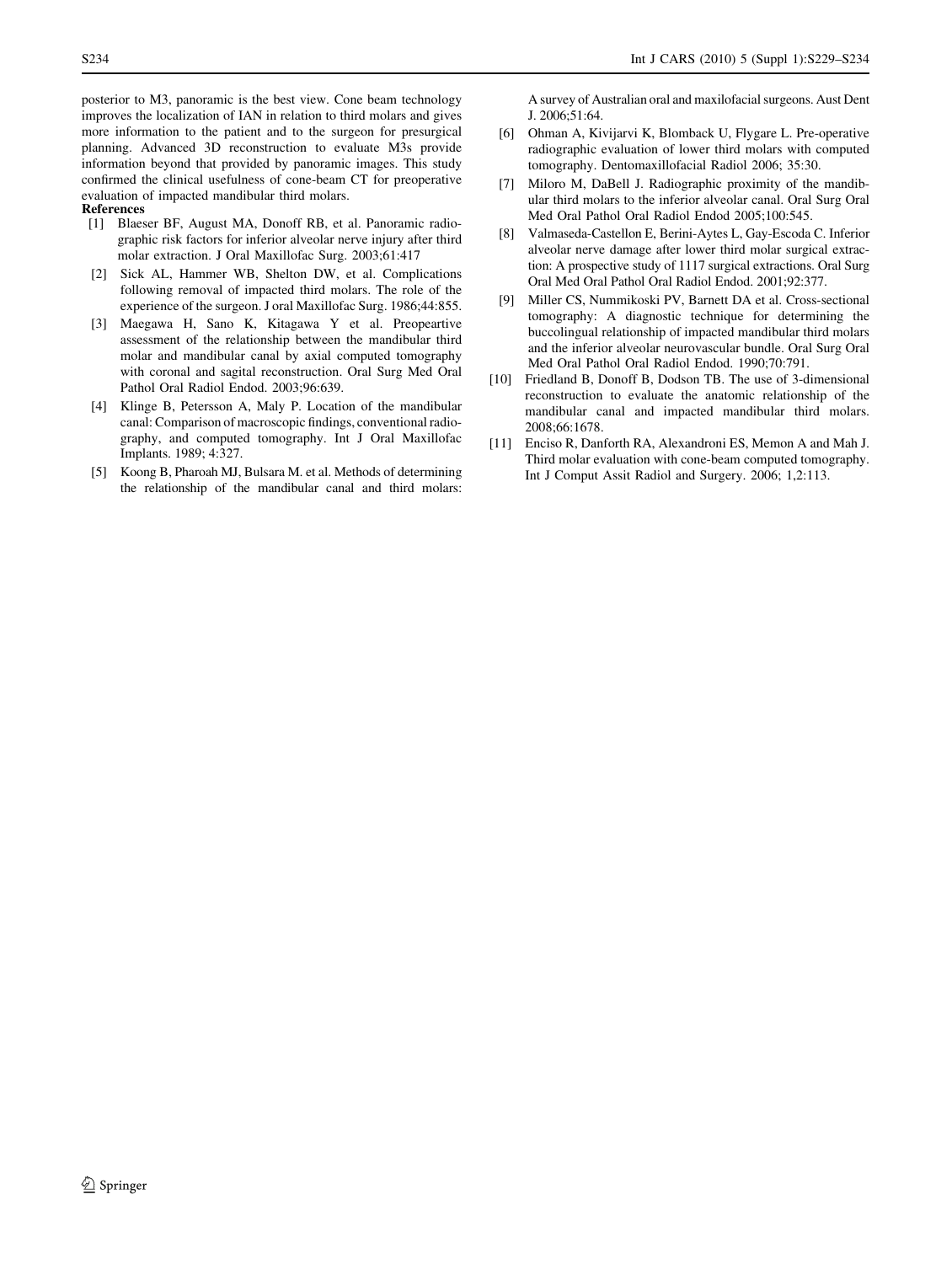posterior to M3, panoramic is the best view. Cone beam technology improves the localization of IAN in relation to third molars and gives more information to the patient and to the surgeon for presurgical planning. Advanced 3D reconstruction to evaluate M3s provide information beyond that provided by panoramic images. This study confirmed the clinical usefulness of cone-beam CT for preoperative evaluation of impacted mandibular third molars.

**References**

[1] Blaeser BF, August MA, Donoff RB, et al. Panoramic radiographic risk factors for inferior alveolar nerve injury after third molar extraction. J Oral Maxillofac Surg. 2003;61:417

[2] Sick AL, Hammer WB, Shelton DW, et al. Complications following removal of impacted third molars. The role of the experience of the surgeon. J oral Maxillofac Surg. 1986;44:855.

[3] Maegawa H, Sano K, Kitagawa Y et al. Preopeartive assessment of the relationship between the mandibular third molar and mandibular canal by axial computed tomography with coronal and sagital reconstruction. Oral Surg Med Oral Pathol Oral Radiol Endod. 2003;96:639.

[4] Klinge B, Petersson A, Maly P. Location of the mandibular canal: Comparison of macroscopic findings, conventional radiography, and computed tomography. Int J Oral Maxillofac Implants. 1989; 4:327.

[5] Koong B, Pharoah MJ, Bulsara M. et al. Methods of determining the relationship of the mandibular canal and third molars: A survey of Australian oral and maxilofacial surgeons. Aust Dent J. 2006;51:64.

[6] Ohman A, Kivijarvi K, Blomback U, Flygare L. Pre-operative radiographic evaluation of lower third molars with computed tomography. Dentomaxillofacial Radiol 2006; 35:30.

[7] Miloro M, DaBell J. Radiographic proximity of the mandibular third molars to the inferior alveolar canal. Oral Surg Oral Med Oral Pathol Oral Radiol Endod 2005;100:545.

[8] Valmaseda-Castellon E, Berini-Aytes L, Gay-Escoda C. Inferior alveolar nerve damage after lower third molar surgical extraction: A prospective study of 1117 surgical extractions. Oral Surg Oral Med Oral Pathol Oral Radiol Endod. 2001;92:377.

[9] Miller CS, Nummikoski PV, Barnett DA et al. Cross-sectional tomography: A diagnostic technique for determining the buccolingual relationship of impacted mandibular third molars and the inferior alveolar neurovascular bundle. Oral Surg Oral Med Oral Pathol Oral Radiol Endod. 1990;70:791.

[10] Friedland B, Donoff B, Dodson TB. The use of 3-dimensional reconstruction to evaluate the anatomic relationship of the mandibular canal and impacted mandibular third molars. 2008;66:1678.

[11] Enciso R, Danforth RA, Alexandroni ES, Memon A and Mah J. Third molar evaluation with cone-beam computed tomography. Int J Comput Assit Radiol and Surgery. 2006; 1,2:113.